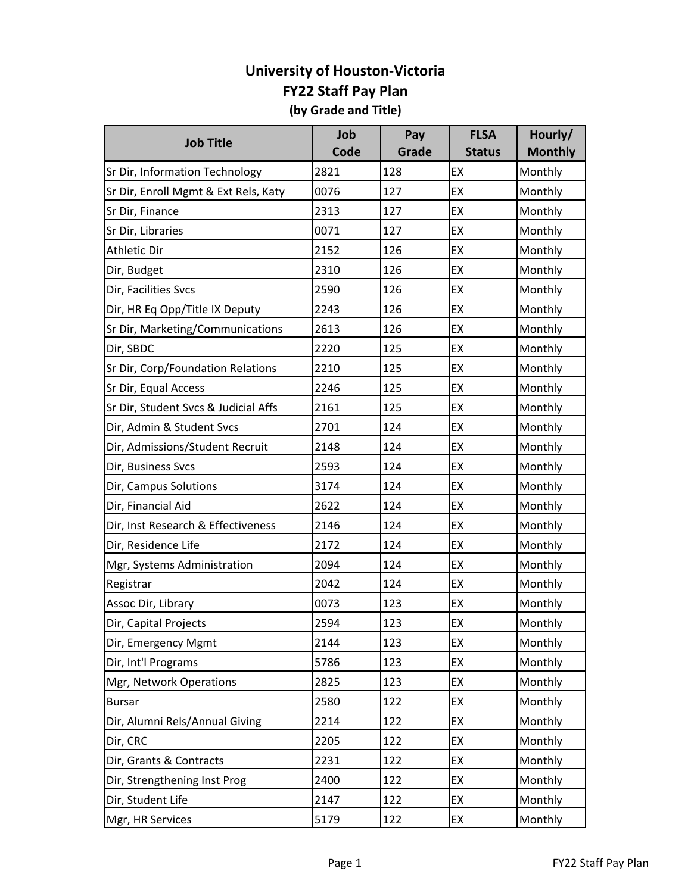# University of Houston-Victoria
## FY22 Staff Pay Plan
### (by Grade and Title)

| Job Title | Job Code | Pay Grade | FLSA Status | Hourly/ Monthly |
|---|---|---|---|---|
| Sr Dir, Information Technology | 2821 | 128 | EX | Monthly |
| Sr Dir, Enroll Mgmt & Ext Rels, Katy | 0076 | 127 | EX | Monthly |
| Sr Dir, Finance | 2313 | 127 | EX | Monthly |
| Sr Dir, Libraries | 0071 | 127 | EX | Monthly |
| Athletic Dir | 2152 | 126 | EX | Monthly |
| Dir, Budget | 2310 | 126 | EX | Monthly |
| Dir, Facilities Svcs | 2590 | 126 | EX | Monthly |
| Dir, HR Eq Opp/Title IX Deputy | 2243 | 126 | EX | Monthly |
| Sr Dir, Marketing/Communications | 2613 | 126 | EX | Monthly |
| Dir, SBDC | 2220 | 125 | EX | Monthly |
| Sr Dir, Corp/Foundation Relations | 2210 | 125 | EX | Monthly |
| Sr Dir, Equal Access | 2246 | 125 | EX | Monthly |
| Sr Dir, Student Svcs & Judicial Affs | 2161 | 125 | EX | Monthly |
| Dir, Admin & Student Svcs | 2701 | 124 | EX | Monthly |
| Dir, Admissions/Student Recruit | 2148 | 124 | EX | Monthly |
| Dir, Business Svcs | 2593 | 124 | EX | Monthly |
| Dir, Campus Solutions | 3174 | 124 | EX | Monthly |
| Dir, Financial Aid | 2622 | 124 | EX | Monthly |
| Dir, Inst Research & Effectiveness | 2146 | 124 | EX | Monthly |
| Dir, Residence Life | 2172 | 124 | EX | Monthly |
| Mgr, Systems Administration | 2094 | 124 | EX | Monthly |
| Registrar | 2042 | 124 | EX | Monthly |
| Assoc Dir, Library | 0073 | 123 | EX | Monthly |
| Dir, Capital Projects | 2594 | 123 | EX | Monthly |
| Dir, Emergency Mgmt | 2144 | 123 | EX | Monthly |
| Dir, Int'l Programs | 5786 | 123 | EX | Monthly |
| Mgr, Network Operations | 2825 | 123 | EX | Monthly |
| Bursar | 2580 | 122 | EX | Monthly |
| Dir, Alumni Rels/Annual Giving | 2214 | 122 | EX | Monthly |
| Dir, CRC | 2205 | 122 | EX | Monthly |
| Dir, Grants & Contracts | 2231 | 122 | EX | Monthly |
| Dir, Strengthening Inst Prog | 2400 | 122 | EX | Monthly |
| Dir, Student Life | 2147 | 122 | EX | Monthly |
| Mgr, HR Services | 5179 | 122 | EX | Monthly |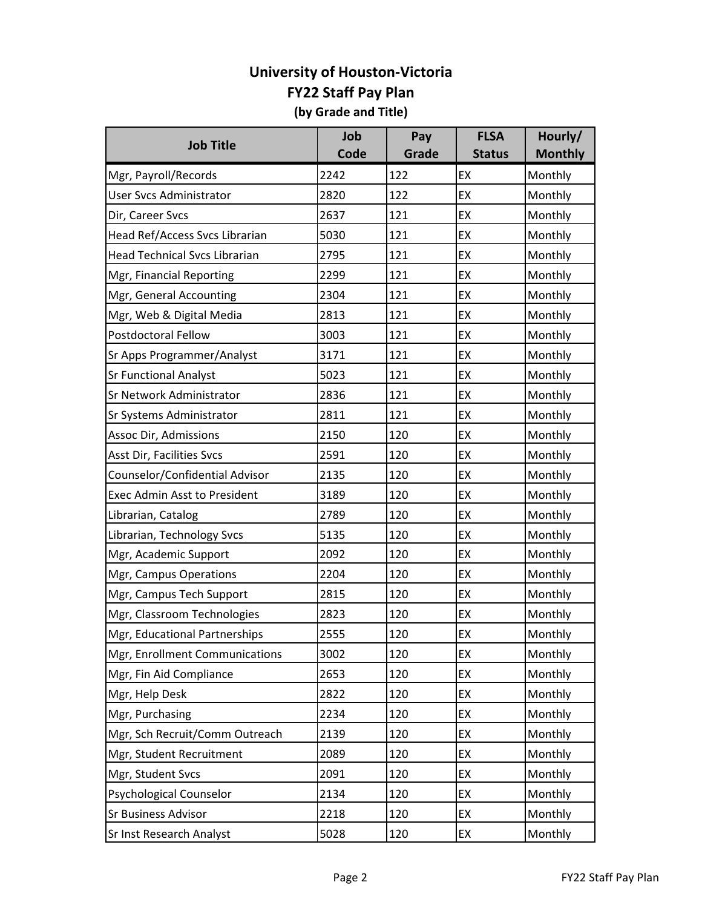# University of Houston-Victoria
## FY22 Staff Pay Plan
### (by Grade and Title)

| Job Title | Job Code | Pay Grade | FLSA Status | Hourly/ Monthly |
|---|---|---|---|---|
| Mgr, Payroll/Records | 2242 | 122 | EX | Monthly |
| User Svcs Administrator | 2820 | 122 | EX | Monthly |
| Dir, Career Svcs | 2637 | 121 | EX | Monthly |
| Head Ref/Access Svcs Librarian | 5030 | 121 | EX | Monthly |
| Head Technical Svcs Librarian | 2795 | 121 | EX | Monthly |
| Mgr, Financial Reporting | 2299 | 121 | EX | Monthly |
| Mgr, General Accounting | 2304 | 121 | EX | Monthly |
| Mgr, Web & Digital Media | 2813 | 121 | EX | Monthly |
| Postdoctoral Fellow | 3003 | 121 | EX | Monthly |
| Sr Apps Programmer/Analyst | 3171 | 121 | EX | Monthly |
| Sr Functional Analyst | 5023 | 121 | EX | Monthly |
| Sr Network Administrator | 2836 | 121 | EX | Monthly |
| Sr Systems Administrator | 2811 | 121 | EX | Monthly |
| Assoc Dir, Admissions | 2150 | 120 | EX | Monthly |
| Asst Dir, Facilities Svcs | 2591 | 120 | EX | Monthly |
| Counselor/Confidential Advisor | 2135 | 120 | EX | Monthly |
| Exec Admin Asst to President | 3189 | 120 | EX | Monthly |
| Librarian, Catalog | 2789 | 120 | EX | Monthly |
| Librarian, Technology Svcs | 5135 | 120 | EX | Monthly |
| Mgr, Academic Support | 2092 | 120 | EX | Monthly |
| Mgr, Campus Operations | 2204 | 120 | EX | Monthly |
| Mgr, Campus Tech Support | 2815 | 120 | EX | Monthly |
| Mgr, Classroom Technologies | 2823 | 120 | EX | Monthly |
| Mgr, Educational Partnerships | 2555 | 120 | EX | Monthly |
| Mgr, Enrollment Communications | 3002 | 120 | EX | Monthly |
| Mgr, Fin Aid Compliance | 2653 | 120 | EX | Monthly |
| Mgr, Help Desk | 2822 | 120 | EX | Monthly |
| Mgr, Purchasing | 2234 | 120 | EX | Monthly |
| Mgr, Sch Recruit/Comm Outreach | 2139 | 120 | EX | Monthly |
| Mgr, Student Recruitment | 2089 | 120 | EX | Monthly |
| Mgr, Student Svcs | 2091 | 120 | EX | Monthly |
| Psychological Counselor | 2134 | 120 | EX | Monthly |
| Sr Business Advisor | 2218 | 120 | EX | Monthly |
| Sr Inst Research Analyst | 5028 | 120 | EX | Monthly |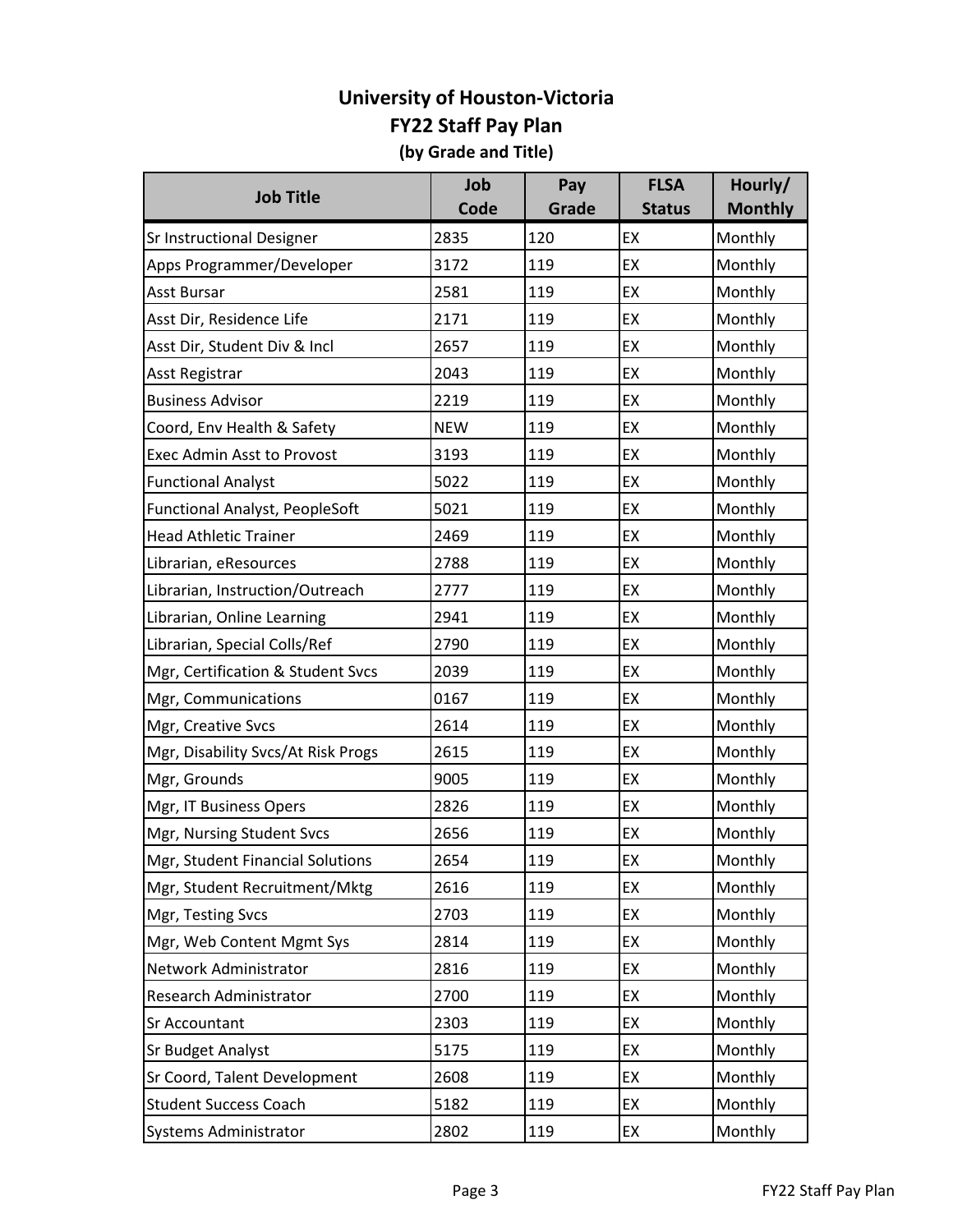# University of Houston-Victoria

## FY22 Staff Pay Plan

### (by Grade and Title)

| Job Title | Job Code | Pay Grade | FLSA Status | Hourly/ Monthly |
|---|---|---|---|---|
| Sr Instructional Designer | 2835 | 120 | EX | Monthly |
| Apps Programmer/Developer | 3172 | 119 | EX | Monthly |
| Asst Bursar | 2581 | 119 | EX | Monthly |
| Asst Dir, Residence Life | 2171 | 119 | EX | Monthly |
| Asst Dir, Student Div & Incl | 2657 | 119 | EX | Monthly |
| Asst Registrar | 2043 | 119 | EX | Monthly |
| Business Advisor | 2219 | 119 | EX | Monthly |
| Coord, Env Health & Safety | NEW | 119 | EX | Monthly |
| Exec Admin Asst to Provost | 3193 | 119 | EX | Monthly |
| Functional Analyst | 5022 | 119 | EX | Monthly |
| Functional Analyst, PeopleSoft | 5021 | 119 | EX | Monthly |
| Head Athletic Trainer | 2469 | 119 | EX | Monthly |
| Librarian, eResources | 2788 | 119 | EX | Monthly |
| Librarian, Instruction/Outreach | 2777 | 119 | EX | Monthly |
| Librarian, Online Learning | 2941 | 119 | EX | Monthly |
| Librarian, Special Colls/Ref | 2790 | 119 | EX | Monthly |
| Mgr, Certification & Student Svcs | 2039 | 119 | EX | Monthly |
| Mgr, Communications | 0167 | 119 | EX | Monthly |
| Mgr, Creative Svcs | 2614 | 119 | EX | Monthly |
| Mgr, Disability Svcs/At Risk Progs | 2615 | 119 | EX | Monthly |
| Mgr, Grounds | 9005 | 119 | EX | Monthly |
| Mgr, IT Business Opers | 2826 | 119 | EX | Monthly |
| Mgr, Nursing Student Svcs | 2656 | 119 | EX | Monthly |
| Mgr, Student Financial Solutions | 2654 | 119 | EX | Monthly |
| Mgr, Student Recruitment/Mktg | 2616 | 119 | EX | Monthly |
| Mgr, Testing Svcs | 2703 | 119 | EX | Monthly |
| Mgr, Web Content Mgmt Sys | 2814 | 119 | EX | Monthly |
| Network Administrator | 2816 | 119 | EX | Monthly |
| Research Administrator | 2700 | 119 | EX | Monthly |
| Sr Accountant | 2303 | 119 | EX | Monthly |
| Sr Budget Analyst | 5175 | 119 | EX | Monthly |
| Sr Coord, Talent Development | 2608 | 119 | EX | Monthly |
| Student Success Coach | 5182 | 119 | EX | Monthly |
| Systems Administrator | 2802 | 119 | EX | Monthly |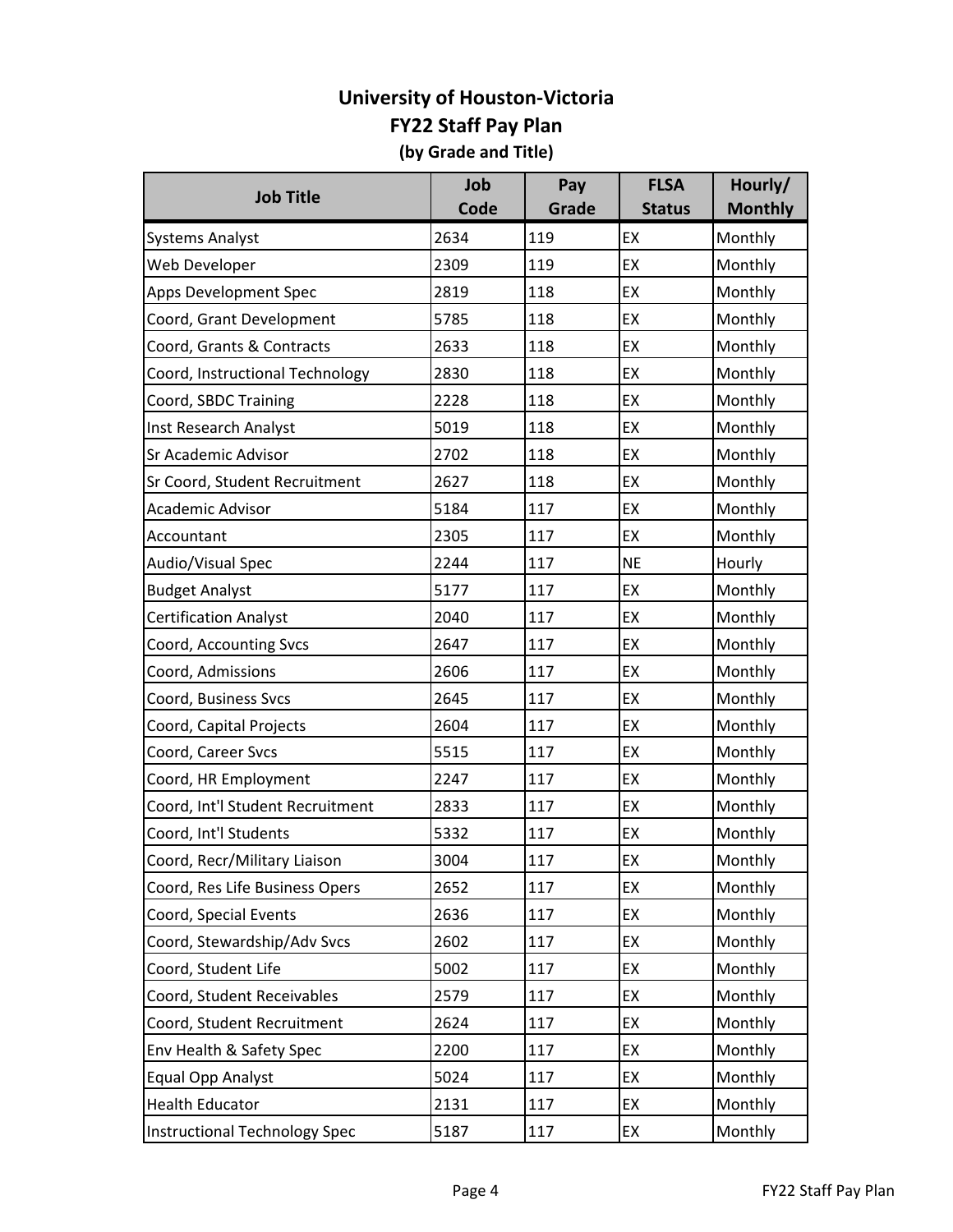# University of Houston-Victoria
## FY22 Staff Pay Plan
### (by Grade and Title)

| Job Title | Job Code | Pay Grade | FLSA Status | Hourly/ Monthly |
|---|---|---|---|---|
| Systems Analyst | 2634 | 119 | EX | Monthly |
| Web Developer | 2309 | 119 | EX | Monthly |
| Apps Development Spec | 2819 | 118 | EX | Monthly |
| Coord, Grant Development | 5785 | 118 | EX | Monthly |
| Coord, Grants & Contracts | 2633 | 118 | EX | Monthly |
| Coord, Instructional Technology | 2830 | 118 | EX | Monthly |
| Coord, SBDC Training | 2228 | 118 | EX | Monthly |
| Inst Research Analyst | 5019 | 118 | EX | Monthly |
| Sr Academic Advisor | 2702 | 118 | EX | Monthly |
| Sr Coord, Student Recruitment | 2627 | 118 | EX | Monthly |
| Academic Advisor | 5184 | 117 | EX | Monthly |
| Accountant | 2305 | 117 | EX | Monthly |
| Audio/Visual Spec | 2244 | 117 | NE | Hourly |
| Budget Analyst | 5177 | 117 | EX | Monthly |
| Certification Analyst | 2040 | 117 | EX | Monthly |
| Coord, Accounting Svcs | 2647 | 117 | EX | Monthly |
| Coord, Admissions | 2606 | 117 | EX | Monthly |
| Coord, Business Svcs | 2645 | 117 | EX | Monthly |
| Coord, Capital Projects | 2604 | 117 | EX | Monthly |
| Coord, Career Svcs | 5515 | 117 | EX | Monthly |
| Coord, HR Employment | 2247 | 117 | EX | Monthly |
| Coord, Int'l Student Recruitment | 2833 | 117 | EX | Monthly |
| Coord, Int'l Students | 5332 | 117 | EX | Monthly |
| Coord, Recr/Military Liaison | 3004 | 117 | EX | Monthly |
| Coord, Res Life Business Opers | 2652 | 117 | EX | Monthly |
| Coord, Special Events | 2636 | 117 | EX | Monthly |
| Coord, Stewardship/Adv Svcs | 2602 | 117 | EX | Monthly |
| Coord, Student Life | 5002 | 117 | EX | Monthly |
| Coord, Student Receivables | 2579 | 117 | EX | Monthly |
| Coord, Student Recruitment | 2624 | 117 | EX | Monthly |
| Env Health & Safety Spec | 2200 | 117 | EX | Monthly |
| Equal Opp Analyst | 5024 | 117 | EX | Monthly |
| Health Educator | 2131 | 117 | EX | Monthly |
| Instructional Technology Spec | 5187 | 117 | EX | Monthly |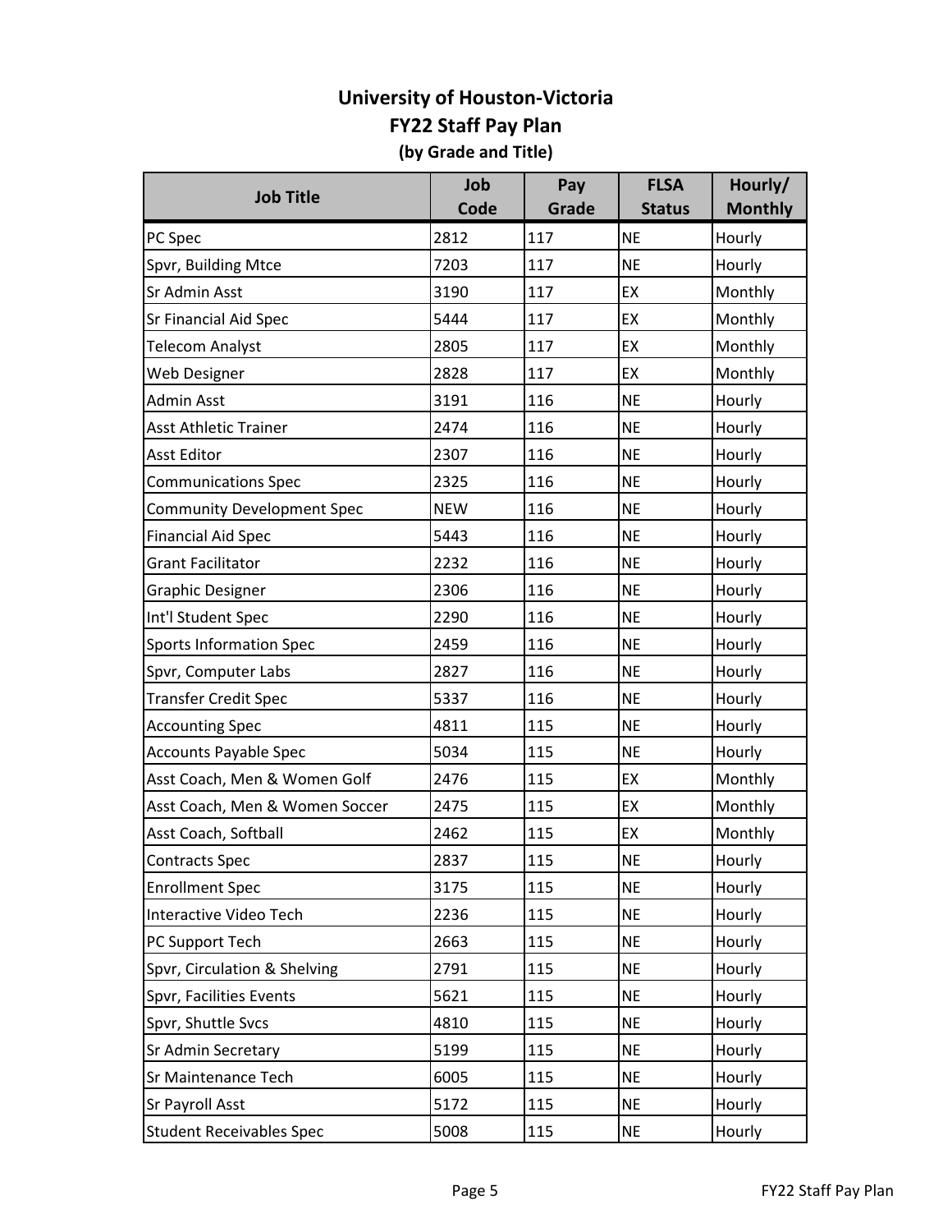# University of Houston-Victoria

## FY22 Staff Pay Plan

### (by Grade and Title)

| Job Title | Job Code | Pay Grade | FLSA Status | Hourly/ Monthly |
|---|---|---|---|---|
| PC Spec | 2812 | 117 | NE | Hourly |
| Spvr, Building Mtce | 7203 | 117 | NE | Hourly |
| Sr Admin Asst | 3190 | 117 | EX | Monthly |
| Sr Financial Aid Spec | 5444 | 117 | EX | Monthly |
| Telecom Analyst | 2805 | 117 | EX | Monthly |
| Web Designer | 2828 | 117 | EX | Monthly |
| Admin Asst | 3191 | 116 | NE | Hourly |
| Asst Athletic Trainer | 2474 | 116 | NE | Hourly |
| Asst Editor | 2307 | 116 | NE | Hourly |
| Communications Spec | 2325 | 116 | NE | Hourly |
| Community Development Spec | NEW | 116 | NE | Hourly |
| Financial Aid Spec | 5443 | 116 | NE | Hourly |
| Grant Facilitator | 2232 | 116 | NE | Hourly |
| Graphic Designer | 2306 | 116 | NE | Hourly |
| Int'l Student Spec | 2290 | 116 | NE | Hourly |
| Sports Information Spec | 2459 | 116 | NE | Hourly |
| Spvr, Computer Labs | 2827 | 116 | NE | Hourly |
| Transfer Credit Spec | 5337 | 116 | NE | Hourly |
| Accounting Spec | 4811 | 115 | NE | Hourly |
| Accounts Payable Spec | 5034 | 115 | NE | Hourly |
| Asst Coach, Men & Women Golf | 2476 | 115 | EX | Monthly |
| Asst Coach, Men & Women Soccer | 2475 | 115 | EX | Monthly |
| Asst Coach, Softball | 2462 | 115 | EX | Monthly |
| Contracts Spec | 2837 | 115 | NE | Hourly |
| Enrollment Spec | 3175 | 115 | NE | Hourly |
| Interactive Video Tech | 2236 | 115 | NE | Hourly |
| PC Support Tech | 2663 | 115 | NE | Hourly |
| Spvr, Circulation & Shelving | 2791 | 115 | NE | Hourly |
| Spvr, Facilities Events | 5621 | 115 | NE | Hourly |
| Spvr, Shuttle Svcs | 4810 | 115 | NE | Hourly |
| Sr Admin Secretary | 5199 | 115 | NE | Hourly |
| Sr Maintenance Tech | 6005 | 115 | NE | Hourly |
| Sr Payroll Asst | 5172 | 115 | NE | Hourly |
| Student Receivables Spec | 5008 | 115 | NE | Hourly |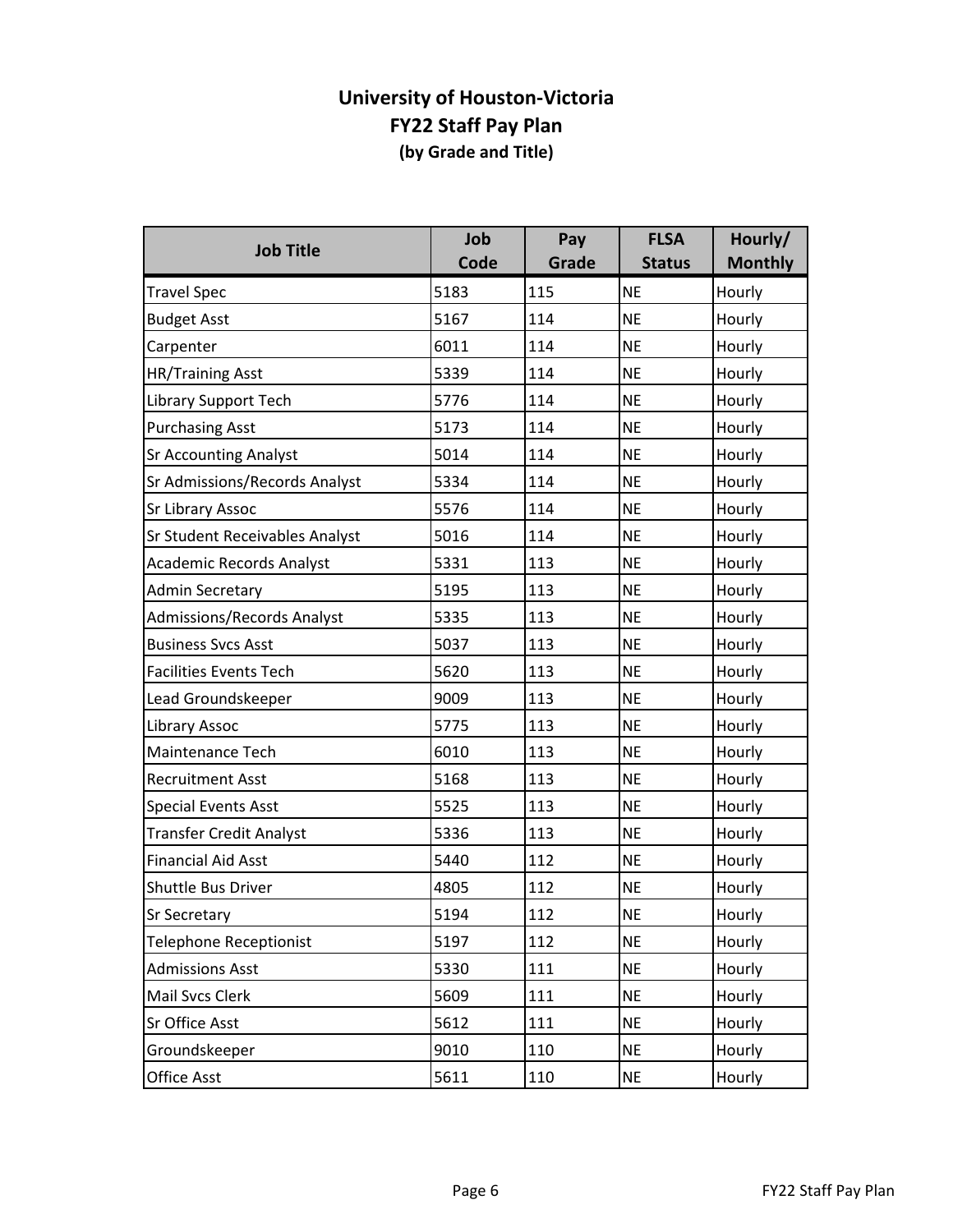# University of Houston-Victoria
## FY22 Staff Pay Plan
### (by Grade and Title)

| Job Title | Job Code | Pay Grade | FLSA Status | Hourly/ Monthly |
|---|---|---|---|---|
| Travel Spec | 5183 | 115 | NE | Hourly |
| Budget Asst | 5167 | 114 | NE | Hourly |
| Carpenter | 6011 | 114 | NE | Hourly |
| HR/Training Asst | 5339 | 114 | NE | Hourly |
| Library Support Tech | 5776 | 114 | NE | Hourly |
| Purchasing Asst | 5173 | 114 | NE | Hourly |
| Sr Accounting Analyst | 5014 | 114 | NE | Hourly |
| Sr Admissions/Records Analyst | 5334 | 114 | NE | Hourly |
| Sr Library Assoc | 5576 | 114 | NE | Hourly |
| Sr Student Receivables Analyst | 5016 | 114 | NE | Hourly |
| Academic Records Analyst | 5331 | 113 | NE | Hourly |
| Admin Secretary | 5195 | 113 | NE | Hourly |
| Admissions/Records Analyst | 5335 | 113 | NE | Hourly |
| Business Svcs Asst | 5037 | 113 | NE | Hourly |
| Facilities Events Tech | 5620 | 113 | NE | Hourly |
| Lead Groundskeeper | 9009 | 113 | NE | Hourly |
| Library Assoc | 5775 | 113 | NE | Hourly |
| Maintenance Tech | 6010 | 113 | NE | Hourly |
| Recruitment Asst | 5168 | 113 | NE | Hourly |
| Special Events Asst | 5525 | 113 | NE | Hourly |
| Transfer Credit Analyst | 5336 | 113 | NE | Hourly |
| Financial Aid Asst | 5440 | 112 | NE | Hourly |
| Shuttle Bus Driver | 4805 | 112 | NE | Hourly |
| Sr Secretary | 5194 | 112 | NE | Hourly |
| Telephone Receptionist | 5197 | 112 | NE | Hourly |
| Admissions Asst | 5330 | 111 | NE | Hourly |
| Mail Svcs Clerk | 5609 | 111 | NE | Hourly |
| Sr Office Asst | 5612 | 111 | NE | Hourly |
| Groundskeeper | 9010 | 110 | NE | Hourly |
| Office Asst | 5611 | 110 | NE | Hourly |